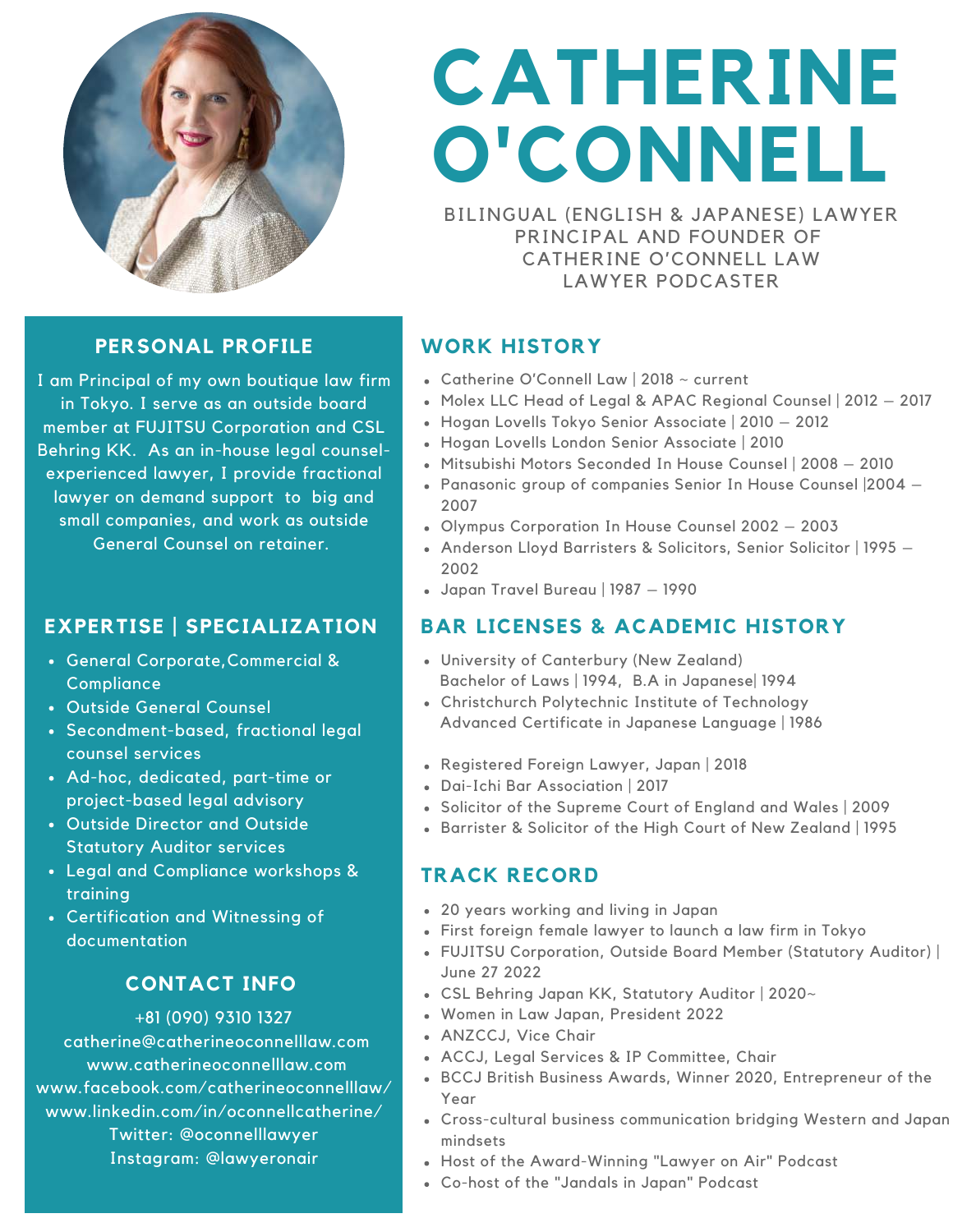# CATHERINE O'CONNELL

BILINGUAL (ENGLISH & JAPANESE) LAWYER
PRINCIPAL AND FOUNDER OF
CATHERINE O'CONNELL LAW
LAWYER PODCASTER

## PERSONAL PROFILE

I am Principal of my own boutique law firm in Tokyo. I serve as an outside board member at FUJITSU Corporation and CSL Behring KK. As an in-house legal counsel-experienced lawyer, I provide fractional lawyer on demand support to big and small companies, and work as outside General Counsel on retainer.

## EXPERTISE | SPECIALIZATION

- General Corporate,Commercial & Compliance
- Outside General Counsel
- Secondment-based, fractional legal counsel services
- Ad-hoc, dedicated, part-time or project-based legal advisory
- Outside Director and Outside Statutory Auditor services
- Legal and Compliance workshops & training
- Certification and Witnessing of documentation

## CONTACT INFO

+81 (090) 9310 1327
catherine@catherineoconnelllaw.com
www.catherineoconnelllaw.com
www.facebook.com/catherineoconnelllaw/
www.linkedin.com/in/oconnellcatherine/
Twitter: @oconnelllawyer
Instagram: @lawyeronair

## WORK HISTORY

- Catherine O'Connell Law | 2018 ~ current
- Molex LLC Head of Legal & APAC Regional Counsel | 2012 – 2017
- Hogan Lovells Tokyo Senior Associate | 2010 – 2012
- Hogan Lovells London Senior Associate | 2010
- Mitsubishi Motors Seconded In House Counsel | 2008 – 2010
- Panasonic group of companies Senior In House Counsel |2004 – 2007
- Olympus Corporation In House Counsel 2002 – 2003
- Anderson Lloyd Barristers & Solicitors, Senior Solicitor | 1995 – 2002
- Japan Travel Bureau | 1987 – 1990

## BAR LICENSES & ACADEMIC HISTORY

- University of Canterbury (New Zealand)
  Bachelor of Laws | 1994, B.A in Japanese| 1994
- Christchurch Polytechnic Institute of Technology
  Advanced Certificate in Japanese Language | 1986

- Registered Foreign Lawyer, Japan | 2018
- Dai-Ichi Bar Association | 2017
- Solicitor of the Supreme Court of England and Wales | 2009
- Barrister & Solicitor of the High Court of New Zealand | 1995

## TRACK RECORD

- 20 years working and living in Japan
- First foreign female lawyer to launch a law firm in Tokyo
- FUJITSU Corporation, Outside Board Member (Statutory Auditor) | June 27 2022
- CSL Behring Japan KK, Statutory Auditor | 2020~
- Women in Law Japan, President 2022
- ANZCCJ, Vice Chair
- ACCJ, Legal Services & IP Committee, Chair
- BCCJ British Business Awards, Winner 2020, Entrepreneur of the Year
- Cross-cultural business communication bridging Western and Japan mindsets
- Host of the Award-Winning "Lawyer on Air" Podcast
- Co-host of the "Jandals in Japan" Podcast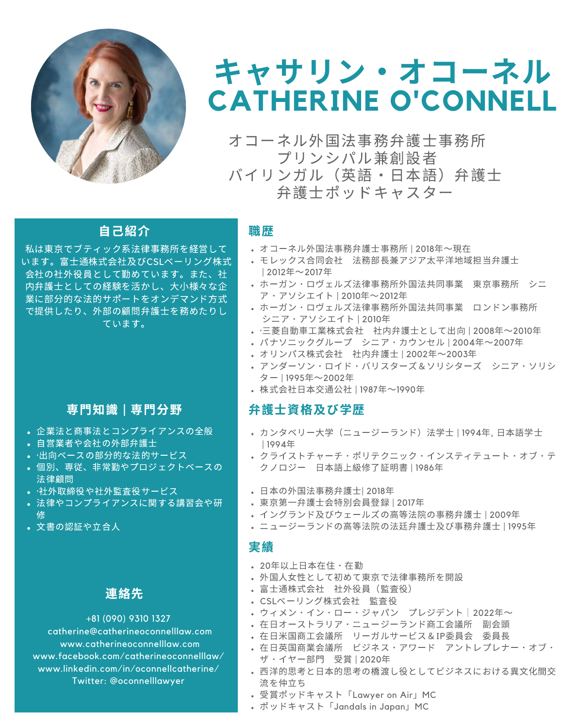# キャサリン・オコーネル
# CATHERINE O'CONNELL

オコーネル外国法事務弁護士事務所
プリンシパル兼創設者
バイリンガル（英語・日本語）弁護士
弁護士ポッドキャスター

## 自己紹介

私は東京でブティック系法律事務所を経営しています。富士通株式会社及びCSLベーリング株式会社の社外役員として勤めています。また、社内弁護士としての経験を活かし、大小様々な企業に部分的な法的サポートをオンデマンド方式で提供したり、外部の顧問弁護士を務めたりしています。

## 専門知識 | 専門分野

- 企業法と商事法とコンプライアンスの全般
- 自営業者や会社の外部弁護士
- 出向ベースの部分的な法的サービス
- 個別、専従、非常勤やプロジェクトベースの法律顧問
- 社外取締役や社外監査役サービス
- 法律やコンプライアンスに関する講習会や研修
- 文書の認証や立合人

## 連絡先

+81 (090) 9310 1327
catherine@catherineoconnelllaw.com
www.catherineoconnelllaw.com
www.facebook.com/catherineoconnelllaw/
www.linkedin.com/in/oconnellcatherine/
Twitter: @oconnelllawyer

## 職歴

- オコーネル外国法事務弁護士事務所 | 2018年～現在
- モレックス合同会社　法務部長兼アジア太平洋地域担当弁護士 | 2012年～2017年
- ホーガン・ロヴェルズ法律事務所外国法共同事業　東京事務所　シニア・アソシエイト | 2010年～2012年
- ホーガン・ロヴェルズ法律事務所外国法共同事業　ロンドン事務所　シニア・アソシエイト | 2010年
- 三菱自動車工業株式会社　社内弁護士として出向 | 2008年～2010年
- パナソニックグループ　シニア・カウンセル | 2004年～2007年
- オリンパス株式会社　社内弁護士 | 2002年～2003年
- アンダーソン・ロイド・バリスターズ＆ソリシターズ　シニア・ソリシター | 1995年～2002年
- 株式会社日本交通公社 | 1987年～1990年

## 弁護士資格及び学歴

- カンタベリー大学（ニュージーランド）法学士 | 1994年, 日本語学士 | 1994年
- クライストチャーチ・ポリテクニック・インスティテュート・オブ・テクノロジー　日本語上級修了証明書 | 1986年

- 日本の外国法事務弁護士| 2018年
- 東京第一弁護士会特別会員登録 | 2017年
- イングランド及びウェールズの高等法院の事務弁護士 | 2009年
- ニュージーランドの高等法院の法廷弁護士及び事務弁護士 | 1995年

## 実績

- 20年以上日本在住・在勤
- 外国人女性として初めて東京で法律事務所を開設
- 富士通株式会社　社外役員（監査役）
- CSLベーリング株式会社　監査役
- ウィメン・イン・ロー・ジャパン　プレジデント｜2022年～
- 在日オーストラリア・ニュージーランド商工会議所　副会頭
- 在日米国商工会議所　リーガルサービス＆IP委員会　委員長
- 在日英国商業会議所　ビジネス・アワード　アントレプレナー・オブ・ザ・イヤー部門　受賞 | 2020年
- 西洋的思考と日本的思考の橋渡し役としてビジネスにおける異文化間交流を仲立ち
- 受賞ポッドキャスト「Lawyer on Air」MC
- ポッドキャスト「Jandals in Japan」MC